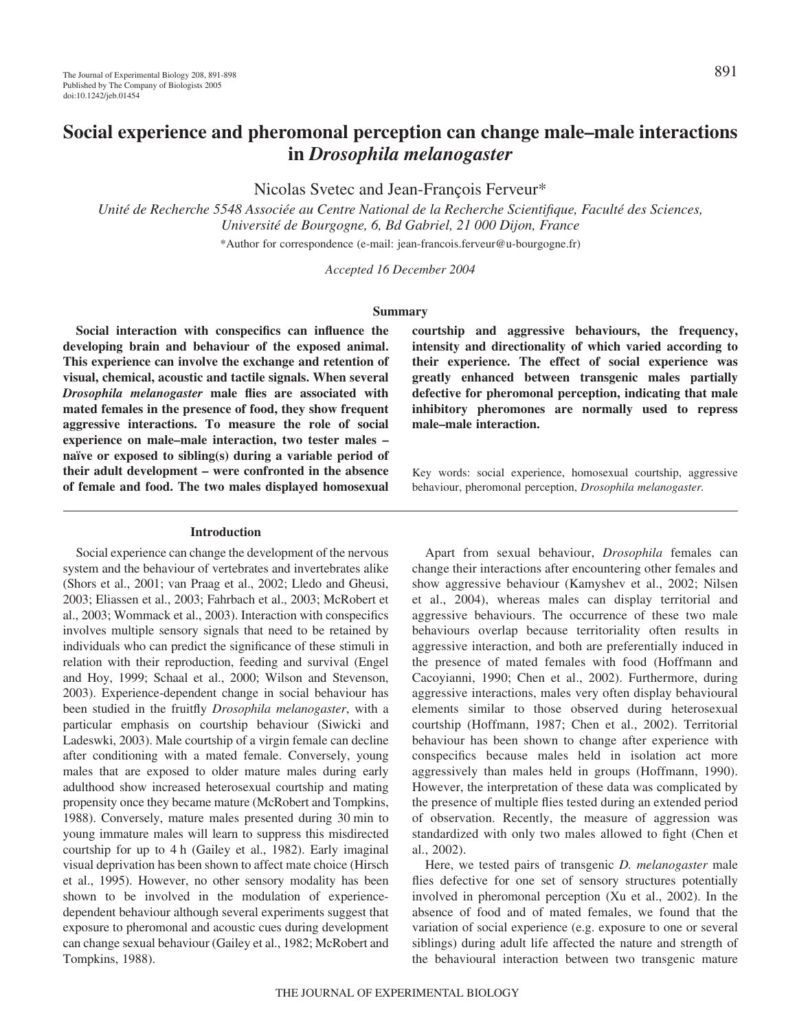# Social experience and pheromonal perception can change male–male interactions in *Drosophila melanogaster*

Nicolas Svetec and Jean-François Ferveur*

*Unité de Recherche 5548 Associée au Centre National de la Recherche Scientifique, Faculté des Sciences, Université de Bourgogne, 6, Bd Gabriel, 21 000 Dijon, France*

*Author for correspondence (e-mail: jean-francois.ferveur@u-bourgogne.fr)

*Accepted 16 December 2004*

## Summary

**Social interaction with conspecifics can influence the developing brain and behaviour of the exposed animal. This experience can involve the exchange and retention of visual, chemical, acoustic and tactile signals. When several *Drosophila melanogaster* male flies are associated with mated females in the presence of food, they show frequent aggressive interactions. To measure the role of social experience on male–male interaction, two tester males – naïve or exposed to sibling(s) during a variable period of their adult development – were confronted in the absence of female and food. The two males displayed homosexual courtship and aggressive behaviours, the frequency, intensity and directionality of which varied according to their experience. The effect of social experience was greatly enhanced between transgenic males partially defective for pheromonal perception, indicating that male inhibitory pheromones are normally used to repress male–male interaction.**

Key words: social experience, homosexual courtship, aggressive behaviour, pheromonal perception, *Drosophila melanogaster*.

## Introduction

Social experience can change the development of the nervous system and the behaviour of vertebrates and invertebrates alike (Shors et al., 2001; van Praag et al., 2002; Lledo and Gheusi, 2003; Eliassen et al., 2003; Fahrbach et al., 2003; McRobert et al., 2003; Wommack et al., 2003). Interaction with conspecifics involves multiple sensory signals that need to be retained by individuals who can predict the significance of these stimuli in relation with their reproduction, feeding and survival (Engel and Hoy, 1999; Schaal et al., 2000; Wilson and Stevenson, 2003). Experience-dependent change in social behaviour has been studied in the fruitfly *Drosophila melanogaster*, with a particular emphasis on courtship behaviour (Siwicki and Ladeswki, 2003). Male courtship of a virgin female can decline after conditioning with a mated female. Conversely, young males that are exposed to older mature males during early adulthood show increased heterosexual courtship and mating propensity once they became mature (McRobert and Tompkins, 1988). Conversely, mature males presented during 30 min to young immature males will learn to suppress this misdirected courtship for up to 4 h (Gailey et al., 1982). Early imaginal visual deprivation has been shown to affect mate choice (Hirsch et al., 1995). However, no other sensory modality has been shown to be involved in the modulation of experience-dependent behaviour although several experiments suggest that exposure to pheromonal and acoustic cues during development can change sexual behaviour (Gailey et al., 1982; McRobert and Tompkins, 1988).

Apart from sexual behaviour, *Drosophila* females can change their interactions after encountering other females and show aggressive behaviour (Kamyshev et al., 2002; Nilsen et al., 2004), whereas males can display territorial and aggressive behaviours. The occurrence of these two male behaviours overlap because territoriality often results in aggressive interaction, and both are preferentially induced in the presence of mated females with food (Hoffmann and Cacoyianni, 1990; Chen et al., 2002). Furthermore, during aggressive interactions, males very often display behavioural elements similar to those observed during heterosexual courtship (Hoffmann, 1987; Chen et al., 2002). Territorial behaviour has been shown to change after experience with conspecifics because males held in isolation act more aggressively than males held in groups (Hoffmann, 1990). However, the interpretation of these data was complicated by the presence of multiple flies tested during an extended period of observation. Recently, the measure of aggression was standardized with only two males allowed to fight (Chen et al., 2002).

Here, we tested pairs of transgenic *D. melanogaster* male flies defective for one set of sensory structures potentially involved in pheromonal perception (Xu et al., 2002). In the absence of food and of mated females, we found that the variation of social experience (e.g. exposure to one or several siblings) during adult life affected the nature and strength of the behavioural interaction between two transgenic mature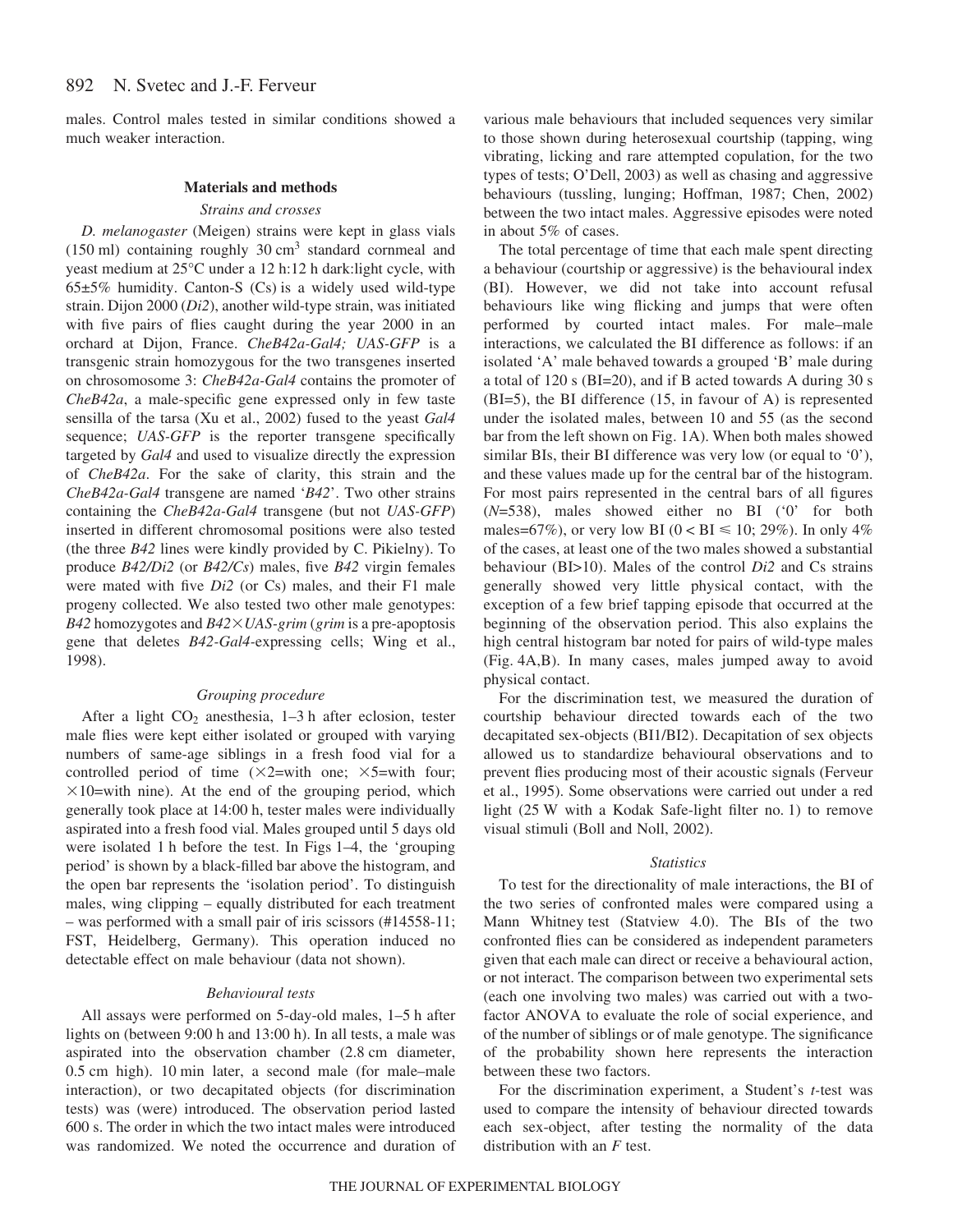males. Control males tested in similar conditions showed a much weaker interaction.

## Materials and methods

### Strains and crosses

*D. melanogaster* (Meigen) strains were kept in glass vials (150 ml) containing roughly 30 $cm^3$ standard cornmeal and yeast medium at 25°C under a 12 h:12 h dark:light cycle, with 65±5% humidity. Canton-S (Cs) is a widely used wild-type strain. Dijon 2000 (*Di2*), another wild-type strain, was initiated with five pairs of flies caught during the year 2000 in an orchard at Dijon, France. *CheB42a-Gal4; UAS-GFP* is a transgenic strain homozygous for the two transgenes inserted on chrosomosome 3: *CheB42a-Gal4* contains the promoter of *CheB42a*, a male-specific gene expressed only in few taste sensilla of the tarsa (Xu et al., 2002) fused to the yeast *Gal4* sequence; *UAS-GFP* is the reporter transgene specifically targeted by *Gal4* and used to visualize directly the expression of *CheB42a*. For the sake of clarity, this strain and the *CheB42a-Gal4* transgene are named '*B42*'. Two other strains containing the *CheB42a-Gal4* transgene (but not *UAS-GFP*) inserted in different chromosomal positions were also tested (the three *B42* lines were kindly provided by C. Pikielny). To produce *B42/Di2* (or *B42/Cs*) males, five *B42* virgin females were mated with five *Di2* (or Cs) males, and their F1 male progeny collected. We also tested two other male genotypes: *B42* homozygotes and *B42*×*UAS-grim* (*grim* is a pre-apoptosis gene that deletes *B42-Gal4*-expressing cells; Wing et al., 1998).

### Grouping procedure

After a light $CO_2$ anesthesia, 1–3 h after eclosion, tester male flies were kept either isolated or grouped with varying numbers of same-age siblings in a fresh food vial for a controlled period of time (×2=with one; ×5=with four; ×10=with nine). At the end of the grouping period, which generally took place at 14:00 h, tester males were individually aspirated into a fresh food vial. Males grouped until 5 days old were isolated 1 h before the test. In Figs 1–4, the 'grouping period' is shown by a black-filled bar above the histogram, and the open bar represents the 'isolation period'. To distinguish males, wing clipping – equally distributed for each treatment – was performed with a small pair of iris scissors (#14558-11; FST, Heidelberg, Germany). This operation induced no detectable effect on male behaviour (data not shown).

### Behavioural tests

All assays were performed on 5-day-old males, 1–5 h after lights on (between 9:00 h and 13:00 h). In all tests, a male was aspirated into the observation chamber (2.8 cm diameter, 0.5 cm high). 10 min later, a second male (for male–male interaction), or two decapitated objects (for discrimination tests) was (were) introduced. The observation period lasted 600 s. The order in which the two intact males were introduced was randomized. We noted the occurrence and duration of various male behaviours that included sequences very similar to those shown during heterosexual courtship (tapping, wing vibrating, licking and rare attempted copulation, for the two types of tests; O'Dell, 2003) as well as chasing and aggressive behaviours (tussling, lunging; Hoffman, 1987; Chen, 2002) between the two intact males. Aggressive episodes were noted in about 5% of cases.

The total percentage of time that each male spent directing a behaviour (courtship or aggressive) is the behavioural index (BI). However, we did not take into account refusal behaviours like wing flicking and jumps that were often performed by courted intact males. For male–male interactions, we calculated the BI difference as follows: if an isolated 'A' male behaved towards a grouped 'B' male during a total of 120 s (BI=20), and if B acted towards A during 30 s (BI=5), the BI difference (15, in favour of A) is represented under the isolated males, between 10 and 55 (as the second bar from the left shown on Fig. 1A). When both males showed similar BIs, their BI difference was very low (or equal to '0'), and these values made up for the central bar of the histogram. For most pairs represented in the central bars of all figures ($N$=538), males showed either no BI ('0' for both males=67%), or very low BI ($0 < BI \leq 10$; 29%). In only 4% of the cases, at least one of the two males showed a substantial behaviour (BI>10). Males of the control *Di2* and Cs strains generally showed very little physical contact, with the exception of a few brief tapping episode that occurred at the beginning of the observation period. This also explains the high central histogram bar noted for pairs of wild-type males (Fig. 4A,B). In many cases, males jumped away to avoid physical contact.

For the discrimination test, we measured the duration of courtship behaviour directed towards each of the two decapitated sex-objects (BI1/BI2). Decapitation of sex objects allowed us to standardize behavioural observations and to prevent flies producing most of their acoustic signals (Ferveur et al., 1995). Some observations were carried out under a red light (25 W with a Kodak Safe-light filter no. 1) to remove visual stimuli (Boll and Noll, 2002).

### Statistics

To test for the directionality of male interactions, the BI of the two series of confronted males were compared using a Mann Whitney test (Statview 4.0). The BIs of the two confronted flies can be considered as independent parameters given that each male can direct or receive a behavioural action, or not interact. The comparison between two experimental sets (each one involving two males) was carried out with a two-factor ANOVA to evaluate the role of social experience, and of the number of siblings or of male genotype. The significance of the probability shown here represents the interaction between these two factors.

For the discrimination experiment, a Student's $t$-test was used to compare the intensity of behaviour directed towards each sex-object, after testing the normality of the data distribution with an $F$ test.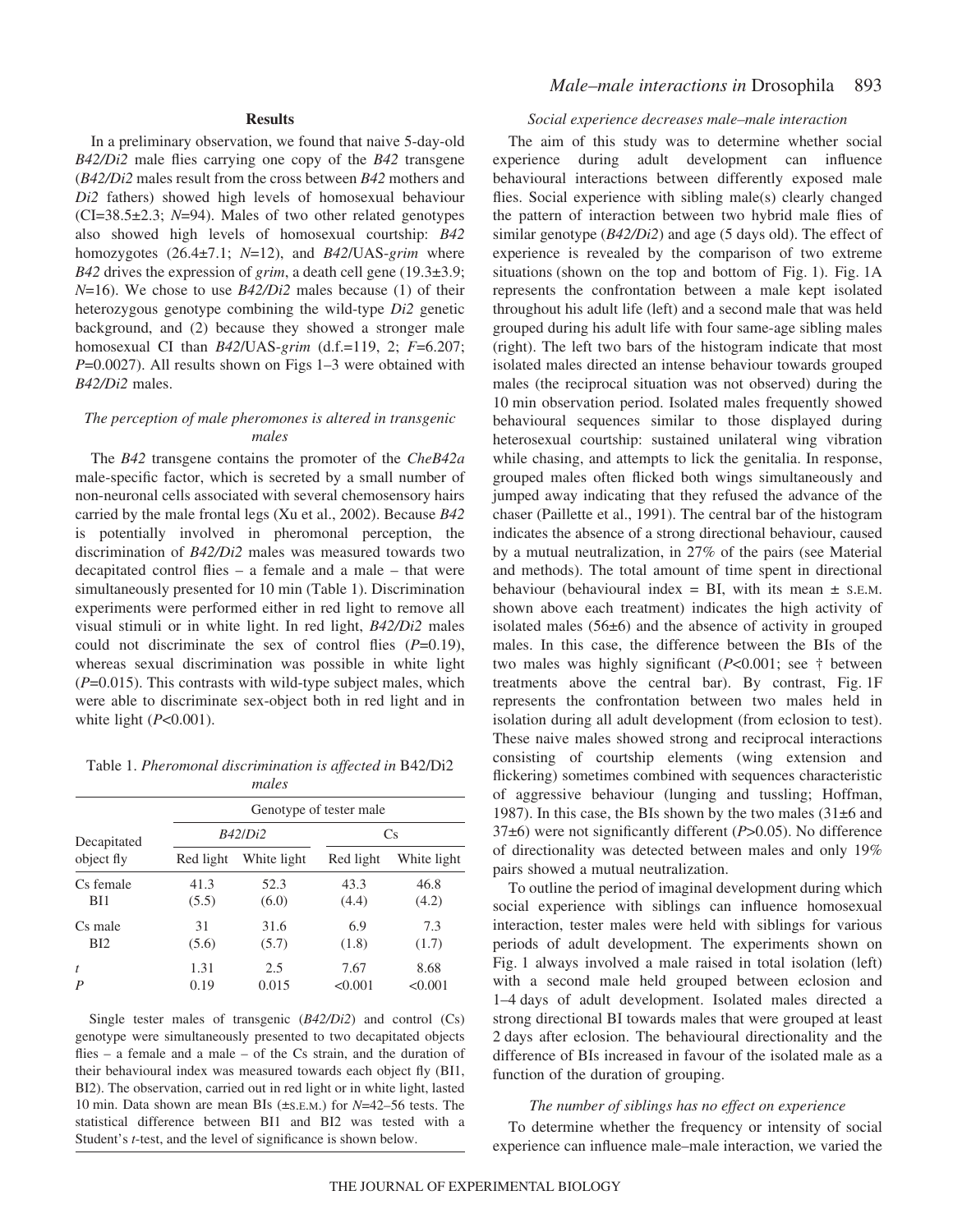## Results

In a preliminary observation, we found that naive 5-day-old *B42/Di2* male flies carrying one copy of the *B42* transgene (*B42/Di2* males result from the cross between *B42* mothers and *Di2* fathers) showed high levels of homosexual behaviour (CI=38.5±2.3; *N*=94). Males of two other related genotypes also showed high levels of homosexual courtship: *B42* homozygotes (26.4±7.1; *N*=12), and *B42*/UAS-*grim* where *B42* drives the expression of *grim*, a death cell gene (19.3±3.9; *N*=16). We chose to use *B42/Di2* males because (1) of their heterozygous genotype combining the wild-type *Di2* genetic background, and (2) because they showed a stronger male homosexual CI than *B42*/UAS-*grim* (d.f.=119, 2; *F*=6.207; *P*=0.0027). All results shown on Figs 1–3 were obtained with *B42/Di2* males.

### *The perception of male pheromones is altered in transgenic males*

The *B42* transgene contains the promoter of the *CheB42a* male-specific factor, which is secreted by a small number of non-neuronal cells associated with several chemosensory hairs carried by the male frontal legs (Xu et al., 2002). Because *B42* is potentially involved in pheromonal perception, the discrimination of *B42/Di2* males was measured towards two decapitated control flies – a female and a male – that were simultaneously presented for 10 min (Table 1). Discrimination experiments were performed either in red light to remove all visual stimuli or in white light. In red light, *B42/Di2* males could not discriminate the sex of control flies (*P*=0.19), whereas sexual discrimination was possible in white light (*P*=0.015). This contrasts with wild-type subject males, which were able to discriminate sex-object both in red light and in white light (*P*<0.001).

Table 1. *Pheromonal discrimination is affected in* B42/Di2 *males*

| Decapitated object fly | Genotype of tester male | | | |
|---|---|---|---|---|
| | *B42/Di2* | | Cs | |
| | Red light | White light | Red light | White light |
| Cs female BI1 | 41.3 (5.5) | 52.3 (6.0) | 43.3 (4.4) | 46.8 (4.2) |
| Cs male BI2 | 31 (5.6) | 31.6 (5.7) | 6.9 (1.8) | 7.3 (1.7) |
| *t* | 1.31 | 2.5 | 7.67 | 8.68 |
| *P* | 0.19 | 0.015 | <0.001 | <0.001 |

Single tester males of transgenic (*B42/Di2*) and control (Cs) genotype were simultaneously presented to two decapitated objects flies – a female and a male – of the Cs strain, and the duration of their behavioural index was measured towards each object fly (BI1, BI2). The observation, carried out in red light or in white light, lasted 10 min. Data shown are mean BIs (±S.E.M.) for *N*=42–56 tests. The statistical difference between BI1 and BI2 was tested with a Student's *t*-test, and the level of significance is shown below.

### *Social experience decreases male–male interaction*

The aim of this study was to determine whether social experience during adult development can influence behavioural interactions between differently exposed male flies. Social experience with sibling male(s) clearly changed the pattern of interaction between two hybrid male flies of similar genotype (*B42/Di2*) and age (5 days old). The effect of experience is revealed by the comparison of two extreme situations (shown on the top and bottom of Fig. 1). Fig. 1A represents the confrontation between a male kept isolated throughout his adult life (left) and a second male that was held grouped during his adult life with four same-age sibling males (right). The left two bars of the histogram indicate that most isolated males directed an intense behaviour towards grouped males (the reciprocal situation was not observed) during the 10 min observation period. Isolated males frequently showed behavioural sequences similar to those displayed during heterosexual courtship: sustained unilateral wing vibration while chasing, and attempts to lick the genitalia. In response, grouped males often flicked both wings simultaneously and jumped away indicating that they refused the advance of the chaser (Paillette et al., 1991). The central bar of the histogram indicates the absence of a strong directional behaviour, caused by a mutual neutralization, in 27% of the pairs (see Material and methods). The total amount of time spent in directional behaviour (behavioural index = BI, with its mean ± S.E.M. shown above each treatment) indicates the high activity of isolated males (56±6) and the absence of activity in grouped males. In this case, the difference between the BIs of the two males was highly significant (*P*<0.001; see † between treatments above the central bar). By contrast, Fig. 1F represents the confrontation between two males held in isolation during all adult development (from eclosion to test). These naive males showed strong and reciprocal interactions consisting of courtship elements (wing extension and flickering) sometimes combined with sequences characteristic of aggressive behaviour (lunging and tussling; Hoffman, 1987). In this case, the BIs shown by the two males (31±6 and 37±6) were not significantly different (*P*>0.05). No difference of directionality was detected between males and only 19% pairs showed a mutual neutralization.

To outline the period of imaginal development during which social experience with siblings can influence homosexual interaction, tester males were held with siblings for various periods of adult development. The experiments shown on Fig. 1 always involved a male raised in total isolation (left) with a second male held grouped between eclosion and 1–4 days of adult development. Isolated males directed a strong directional BI towards males that were grouped at least 2 days after eclosion. The behavioural directionality and the difference of BIs increased in favour of the isolated male as a function of the duration of grouping.

### *The number of siblings has no effect on experience*

To determine whether the frequency or intensity of social experience can influence male–male interaction, we varied the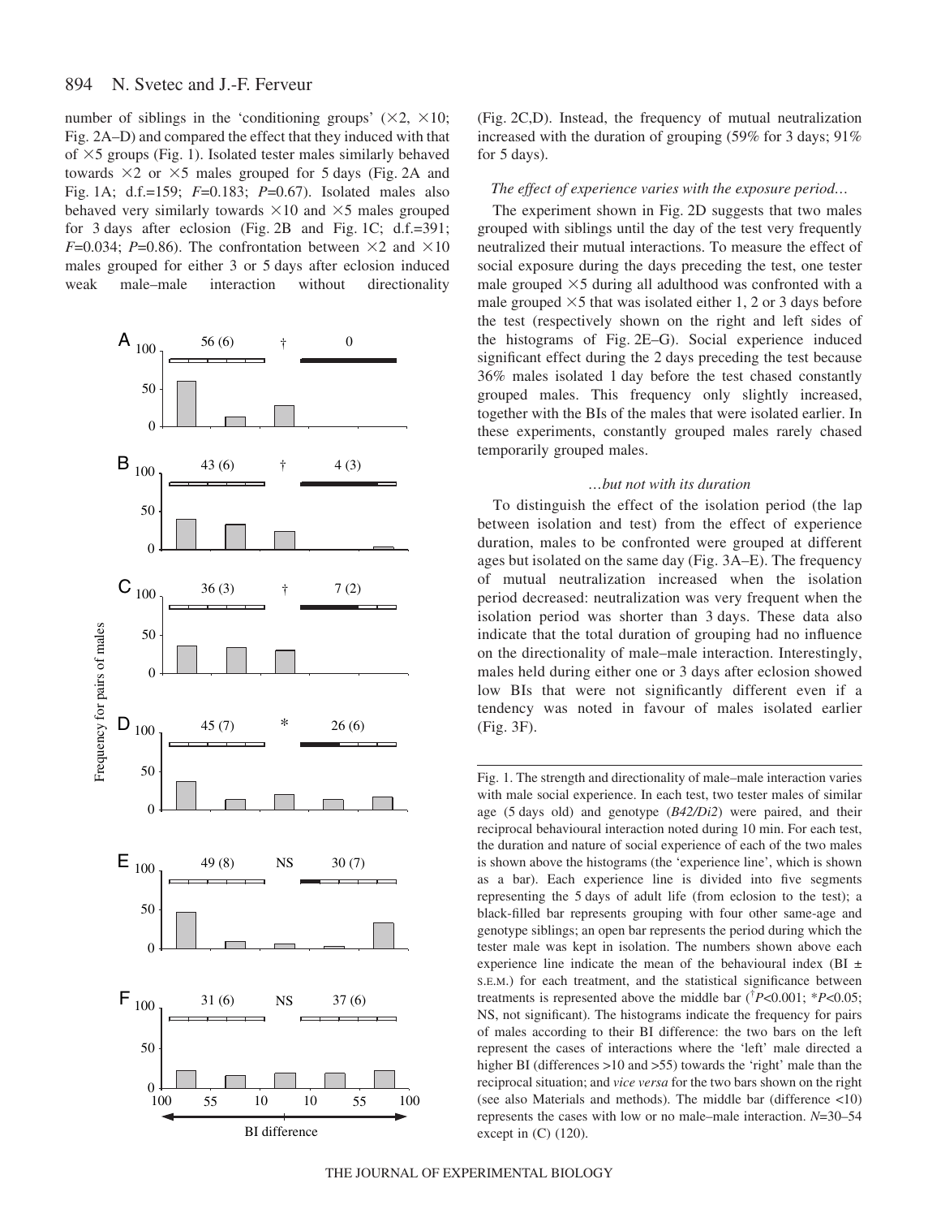number of siblings in the 'conditioning groups' (×2, ×10; Fig. 2A–D) and compared the effect that they induced with that of ×5 groups (Fig. 1). Isolated tester males similarly behaved towards ×2 or ×5 males grouped for 5 days (Fig. 2A and Fig. 1A; d.f.=159; $F$=0.183; $P$=0.67). Isolated males also behaved very similarly towards ×10 and ×5 males grouped for 3 days after eclosion (Fig. 2B and Fig. 1C; d.f.=391; $F$=0.034; $P$=0.86). The confrontation between ×2 and ×10 males grouped for either 3 or 5 days after eclosion induced weak male–male interaction without directionality (Fig. 2C,D). Instead, the frequency of mutual neutralization increased with the duration of grouping (59% for 3 days; 91% for 5 days).

### *The effect of experience varies with the exposure period…*

The experiment shown in Fig. 2D suggests that two males grouped with siblings until the day of the test very frequently neutralized their mutual interactions. To measure the effect of social exposure during the days preceding the test, one tester male grouped ×5 during all adulthood was confronted with a male grouped ×5 that was isolated either 1, 2 or 3 days before the test (respectively shown on the right and left sides of the histograms of Fig. 2E–G). Social experience induced significant effect during the 2 days preceding the test because 36% males isolated 1 day before the test chased constantly grouped males. This frequency only slightly increased, together with the BIs of the males that were isolated earlier. In these experiments, constantly grouped males rarely chased temporarily grouped males.

### *…but not with its duration*

To distinguish the effect of the isolation period (the lap between isolation and test) from the effect of experience duration, males to be confronted were grouped at different ages but isolated on the same day (Fig. 3A–E). The frequency of mutual neutralization increased when the isolation period decreased: neutralization was very frequent when the isolation period was shorter than 3 days. These data also indicate that the total duration of grouping had no influence on the directionality of male–male interaction. Interestingly, males held during either one or 3 days after eclosion showed low BIs that were not significantly different even if a tendency was noted in favour of males isolated earlier (Fig. 3F).

Fig. 1. The strength and directionality of male–male interaction varies with male social experience. In each test, two tester males of similar age (5 days old) and genotype (*B42/Di2*) were paired, and their reciprocal behavioural interaction noted during 10 min. For each test, the duration and nature of social experience of each of the two males is shown above the histograms (the 'experience line', which is shown as a bar). Each experience line is divided into five segments representing the 5 days of adult life (from eclosion to the test); a black-filled bar represents grouping with four other same-age and genotype siblings; an open bar represents the period during which the tester male was kept in isolation. The numbers shown above each experience line indicate the mean of the behavioural index (BI ± S.E.M.) for each treatment, and the statistical significance between treatments is represented above the middle bar ([†]$P$<0.001; *$P$<0.05; NS, not significant). The histograms indicate the frequency for pairs of males according to their BI difference: the two bars on the left represent the cases of interactions where the 'left' male directed a higher BI (differences >10 and >55) towards the 'right' male than the reciprocal situation; and *vice versa* for the two bars shown on the right (see also Materials and methods). The middle bar (difference <10) represents the cases with low or no male–male interaction. $N$=30–54 except in (C) (120).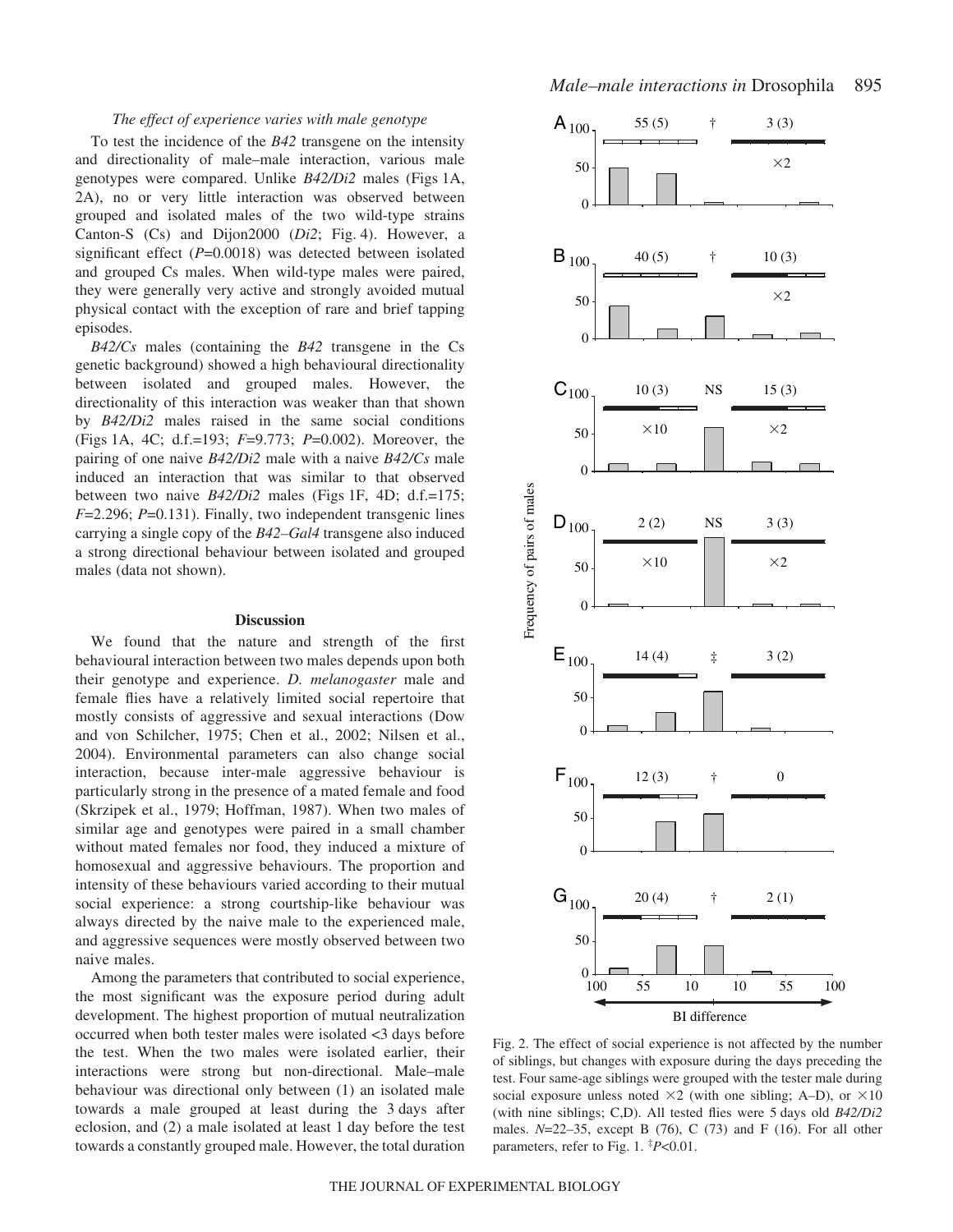### *The effect of experience varies with male genotype*

To test the incidence of the *B42* transgene on the intensity and directionality of male–male interaction, various male genotypes were compared. Unlike *B42/Di2* males (Figs 1A, 2A), no or very little interaction was observed between grouped and isolated males of the two wild-type strains Canton-S (Cs) and Dijon2000 (*Di2*; Fig. 4). However, a significant effect ($P$=0.0018) was detected between isolated and grouped Cs males. When wild-type males were paired, they were generally very active and strongly avoided mutual physical contact with the exception of rare and brief tapping episodes.

*B42/Cs* males (containing the *B42* transgene in the Cs genetic background) showed a high behavioural directionality between isolated and grouped males. However, the directionality of this interaction was weaker than that shown by *B42/Di2* males raised in the same social conditions (Figs 1A, 4C; d.f.=193; $F$=9.773; $P$=0.002). Moreover, the pairing of one naive *B42/Di2* male with a naive *B42/Cs* male induced an interaction that was similar to that observed between two naive *B42/Di2* males (Figs 1F, 4D; d.f.=175; $F$=2.296; $P$=0.131). Finally, two independent transgenic lines carrying a single copy of the *B42–Gal4* transgene also induced a strong directional behaviour between isolated and grouped males (data not shown).

## Discussion

We found that the nature and strength of the first behavioural interaction between two males depends upon both their genotype and experience. *D. melanogaster* male and female flies have a relatively limited social repertoire that mostly consists of aggressive and sexual interactions (Dow and von Schilcher, 1975; Chen et al., 2002; Nilsen et al., 2004). Environmental parameters can also change social interaction, because inter-male aggressive behaviour is particularly strong in the presence of a mated female and food (Skrzipek et al., 1979; Hoffman, 1987). When two males of similar age and genotypes were paired in a small chamber without mated females nor food, they induced a mixture of homosexual and aggressive behaviours. The proportion and intensity of these behaviours varied according to their mutual social experience: a strong courtship-like behaviour was always directed by the naive male to the experienced male, and aggressive sequences were mostly observed between two naive males.

Among the parameters that contributed to social experience, the most significant was the exposure period during adult development. The highest proportion of mutual neutralization occurred when both tester males were isolated <3 days before the test. When the two males were isolated earlier, their interactions were strong but non-directional. Male–male behaviour was directional only between (1) an isolated male towards a male grouped at least during the 3 days after eclosion, and (2) a male isolated at least 1 day before the test towards a constantly grouped male. However, the total duration

Fig. 2. The effect of social experience is not affected by the number of siblings, but changes with exposure during the days preceding the test. Four same-age siblings were grouped with the tester male during social exposure unless noted ×2 (with one sibling; A–D), or ×10 (with nine siblings; C,D). All tested flies were 5 days old *B42/Di2* males. $N$=22–35, except B (76), C (73) and F (16). For all other parameters, refer to Fig. 1. ‡$P$<0.01.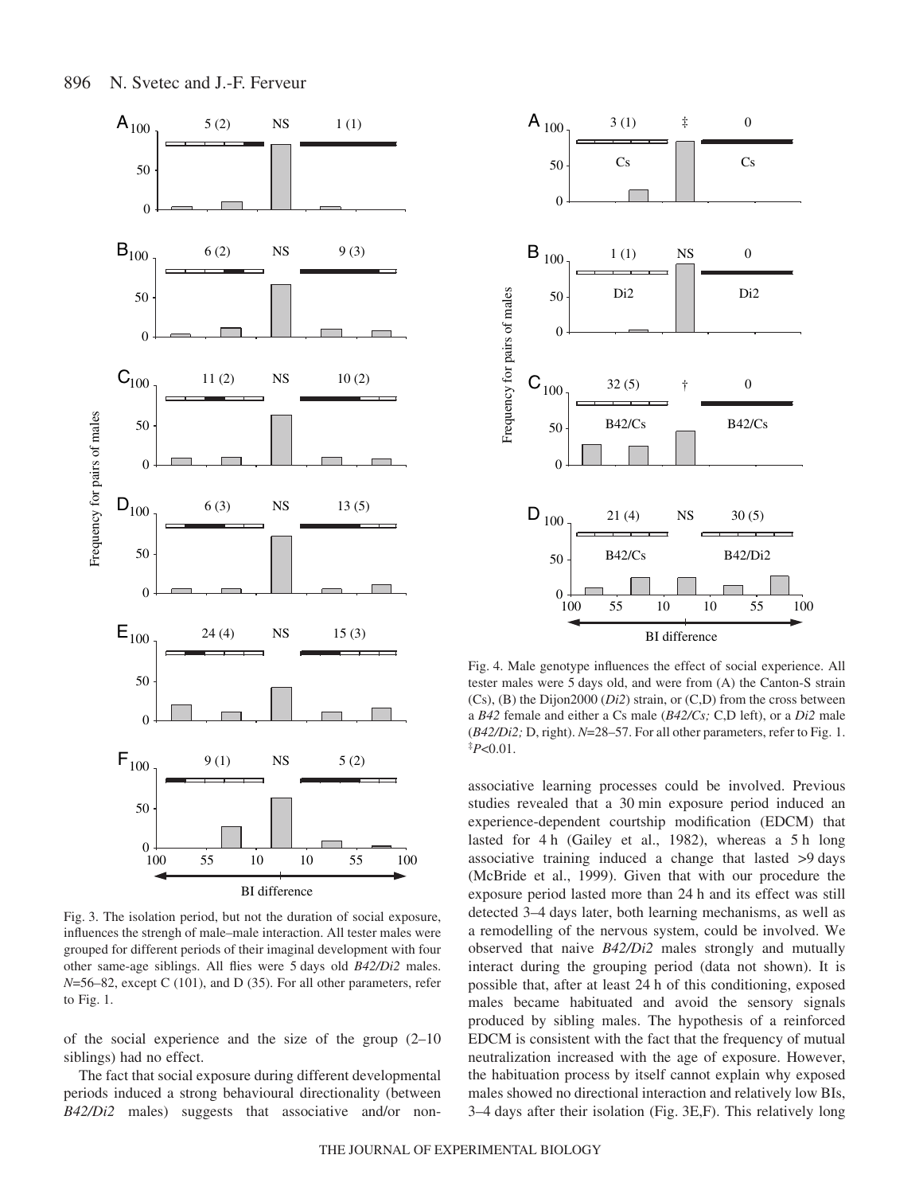Fig. 3. The isolation period, but not the duration of social exposure, influences the strengh of male–male interaction. All tester males were grouped for different periods of their imaginal development with four other same-age siblings. All flies were 5 days old *B42/Di2* males. *N*=56–82, except C (101), and D (35). For all other parameters, refer to Fig. 1.

of the social experience and the size of the group (2–10 siblings) had no effect.

The fact that social exposure during different developmental periods induced a strong behavioural directionality (between *B42/Di2* males) suggests that associative and/or non-associative learning processes could be involved. Previous studies revealed that a 30 min exposure period induced an experience-dependent courtship modification (EDCM) that lasted for 4 h (Gailey et al., 1982), whereas a 5 h long associative training induced a change that lasted >9 days (McBride et al., 1999). Given that with our procedure the exposure period lasted more than 24 h and its effect was still detected 3–4 days later, both learning mechanisms, as well as a remodelling of the nervous system, could be involved. We observed that naive *B42/Di2* males strongly and mutually interact during the grouping period (data not shown). It is possible that, after at least 24 h of this conditioning, exposed males became habituated and avoid the sensory signals produced by sibling males. The hypothesis of a reinforced EDCM is consistent with the fact that the frequency of mutual neutralization increased with the age of exposure. However, the habituation process by itself cannot explain why exposed males showed no directional interaction and relatively low BIs, 3–4 days after their isolation (Fig. 3E,F). This relatively long

Fig. 4. Male genotype influences the effect of social experience. All tester males were 5 days old, and were from (A) the Canton-S strain (Cs), (B) the Dijon2000 (*Di2*) strain, or (C,D) from the cross between a *B42* female and either a Cs male (*B42/Cs;* C,D left), or a *Di2* male (*B42/Di2;* D, right). *N*=28–57. For all other parameters, refer to Fig. 1. ‡$P<0.01$.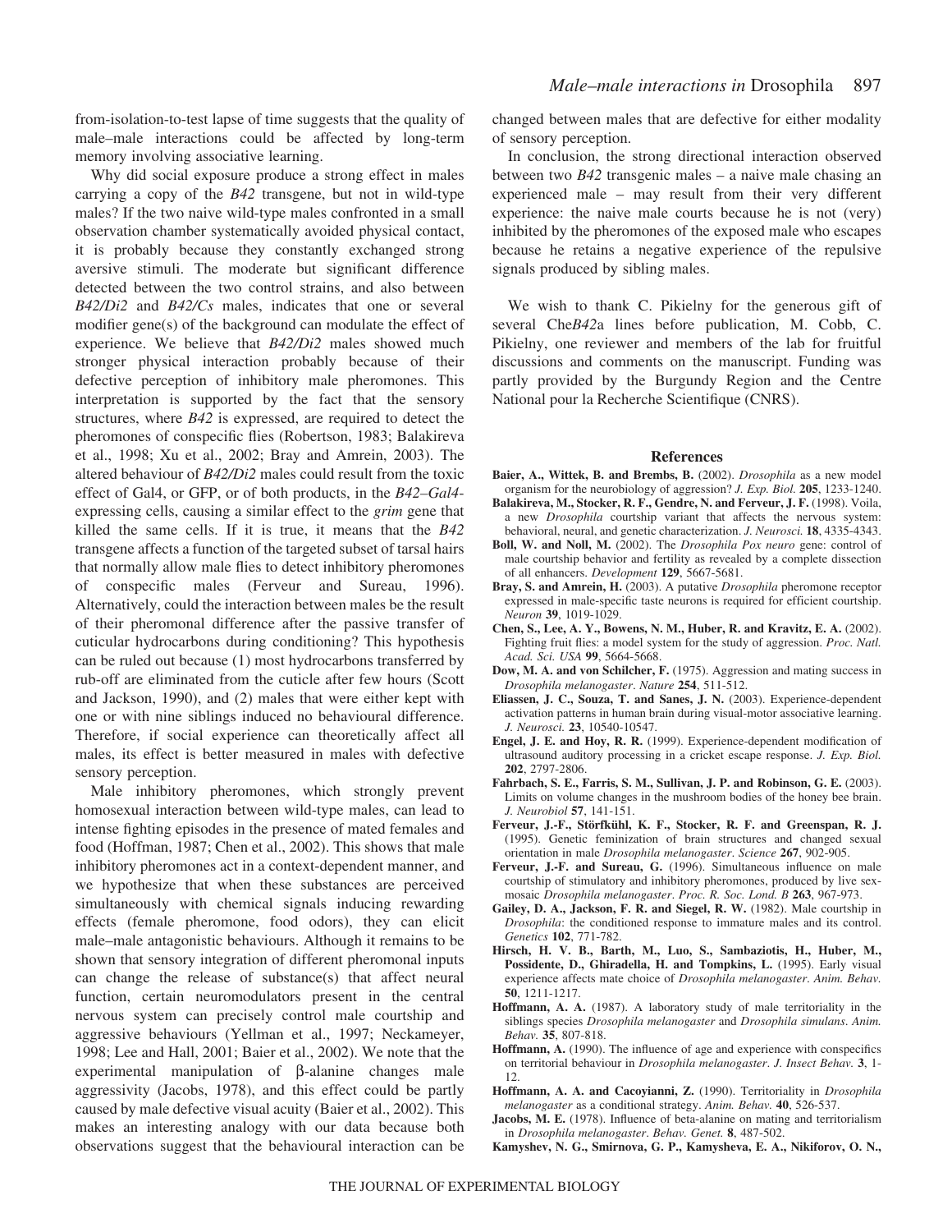from-isolation-to-test lapse of time suggests that the quality of male–male interactions could be affected by long-term memory involving associative learning.

Why did social exposure produce a strong effect in males carrying a copy of the *B42* transgene, but not in wild-type males? If the two naive wild-type males confronted in a small observation chamber systematically avoided physical contact, it is probably because they constantly exchanged strong aversive stimuli. The moderate but significant difference detected between the two control strains, and also between *B42/Di2* and *B42/Cs* males, indicates that one or several modifier gene(s) of the background can modulate the effect of experience. We believe that *B42/Di2* males showed much stronger physical interaction probably because of their defective perception of inhibitory male pheromones. This interpretation is supported by the fact that the sensory structures, where *B42* is expressed, are required to detect the pheromones of conspecific flies (Robertson, 1983; Balakireva et al., 1998; Xu et al., 2002; Bray and Amrein, 2003). The altered behaviour of *B42/Di2* males could result from the toxic effect of Gal4, or GFP, or of both products, in the *B42–Gal4*-expressing cells, causing a similar effect to the *grim* gene that killed the same cells. If it is true, it means that the *B42* transgene affects a function of the targeted subset of tarsal hairs that normally allow male flies to detect inhibitory pheromones of conspecific males (Ferveur and Sureau, 1996). Alternatively, could the interaction between males be the result of their pheromonal difference after the passive transfer of cuticular hydrocarbons during conditioning? This hypothesis can be ruled out because (1) most hydrocarbons transferred by rub-off are eliminated from the cuticle after few hours (Scott and Jackson, 1990), and (2) males that were either kept with one or with nine siblings induced no behavioural difference. Therefore, if social experience can theoretically affect all males, its effect is better measured in males with defective sensory perception.

Male inhibitory pheromones, which strongly prevent homosexual interaction between wild-type males, can lead to intense fighting episodes in the presence of mated females and food (Hoffman, 1987; Chen et al., 2002). This shows that male inhibitory pheromones act in a context-dependent manner, and we hypothesize that when these substances are perceived simultaneously with chemical signals inducing rewarding effects (female pheromone, food odors), they can elicit male–male antagonistic behaviours. Although it remains to be shown that sensory integration of different pheromonal inputs can change the release of substance(s) that affect neural function, certain neuromodulators present in the central nervous system can precisely control male courtship and aggressive behaviours (Yellman et al., 1997; Neckameyer, 1998; Lee and Hall, 2001; Baier et al., 2002). We note that the experimental manipulation of β-alanine changes male aggressivity (Jacobs, 1978), and this effect could be partly caused by male defective visual acuity (Baier et al., 2002). This makes an interesting analogy with our data because both observations suggest that the behavioural interaction can be changed between males that are defective for either modality of sensory perception.

In conclusion, the strong directional interaction observed between two *B42* transgenic males – a naive male chasing an experienced male – may result from their very different experience: the naive male courts because he is not (very) inhibited by the pheromones of the exposed male who escapes because he retains a negative experience of the repulsive signals produced by sibling males.

We wish to thank C. Pikielny for the generous gift of several Che*B42*a lines before publication, M. Cobb, C. Pikielny, one reviewer and members of the lab for fruitful discussions and comments on the manuscript. Funding was partly provided by the Burgundy Region and the Centre National pour la Recherche Scientifique (CNRS).

## References

**Baier, A., Wittek, B. and Brembs, B.** (2002). *Drosophila* as a new model organism for the neurobiology of aggression? *J. Exp. Biol.* **205**, 1233-1240.

**Balakireva, M., Stocker, R. F., Gendre, N. and Ferveur, J. F.** (1998). Voila, a new *Drosophila* courtship variant that affects the nervous system: behavioral, neural, and genetic characterization. *J. Neurosci.* **18**, 4335-4343.

**Boll, W. and Noll, M.** (2002). The *Drosophila Pox neuro* gene: control of male courtship behavior and fertility as revealed by a complete dissection of all enhancers. *Development* **129**, 5667-5681.

**Bray, S. and Amrein, H.** (2003). A putative *Drosophila* pheromone receptor expressed in male-specific taste neurons is required for efficient courtship. *Neuron* **39**, 1019-1029.

**Chen, S., Lee, A. Y., Bowens, N. M., Huber, R. and Kravitz, E. A.** (2002). Fighting fruit flies: a model system for the study of aggression. *Proc. Natl. Acad. Sci. USA* **99**, 5664-5668.

**Dow, M. A. and von Schilcher, F.** (1975). Aggression and mating success in *Drosophila melanogaster*. *Nature* **254**, 511-512.

**Eliassen, J. C., Souza, T. and Sanes, J. N.** (2003). Experience-dependent activation patterns in human brain during visual-motor associative learning. *J. Neurosci.* **23**, 10540-10547.

**Engel, J. E. and Hoy, R. R.** (1999). Experience-dependent modification of ultrasound auditory processing in a cricket escape response. *J. Exp. Biol.* **202**, 2797-2806.

**Fahrbach, S. E., Farris, S. M., Sullivan, J. P. and Robinson, G. E.** (2003). Limits on volume changes in the mushroom bodies of the honey bee brain. *J. Neurobiol* **57**, 141-151.

**Ferveur, J.-F., Störfkühl, K. F., Stocker, R. F. and Greenspan, R. J.** (1995). Genetic feminization of brain structures and changed sexual orientation in male *Drosophila melanogaster*. *Science* **267**, 902-905.

**Ferveur, J.-F. and Sureau, G.** (1996). Simultaneous influence on male courtship of stimulatory and inhibitory pheromones, produced by live sex-mosaic *Drosophila melanogaster*. *Proc. R. Soc. Lond. B* **263**, 967-973.

**Gailey, D. A., Jackson, F. R. and Siegel, R. W.** (1982). Male courtship in *Drosophila*: the conditioned response to immature males and its control. *Genetics* **102**, 771-782.

**Hirsch, H. V. B., Barth, M., Luo, S., Sambaziotis, H., Huber, M., Possidente, D., Ghiradella, H. and Tompkins, L.** (1995). Early visual experience affects mate choice of *Drosophila melanogaster*. *Anim. Behav.* **50**, 1211-1217.

**Hoffmann, A. A.** (1987). A laboratory study of male territoriality in the siblings species *Drosophila melanogaster* and *Drosophila simulans*. *Anim. Behav.* **35**, 807-818.

**Hoffmann, A.** (1990). The influence of age and experience with conspecifics on territorial behaviour in *Drosophila melanogaster*. *J. Insect Behav.* **3**, 1-12.

**Hoffmann, A. A. and Cacoyianni, Z.** (1990). Territoriality in *Drosophila melanogaster* as a conditional strategy. *Anim. Behav.* **40**, 526-537.

**Jacobs, M. E.** (1978). Influence of beta-alanine on mating and territorialism in *Drosophila melanogaster*. *Behav. Genet.* **8**, 487-502.

**Kamyshev, N. G., Smirnova, G. P., Kamysheva, E. A., Nikiforov, O. N.,**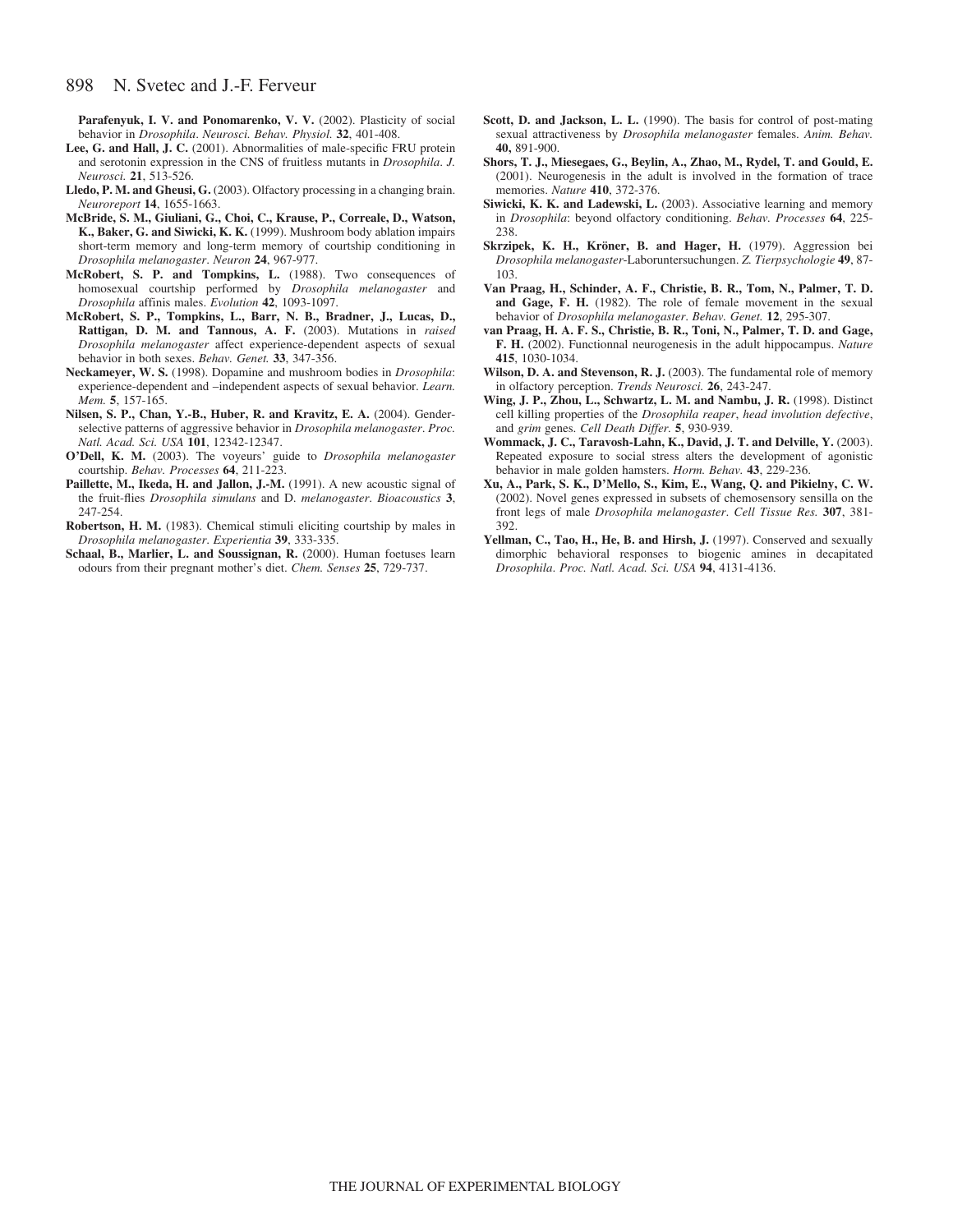**Parafenyuk, I. V. and Ponomarenko, V. V.** (2002). Plasticity of social behavior in *Drosophila*. *Neurosci. Behav. Physiol.* **32**, 401-408.

**Lee, G. and Hall, J. C.** (2001). Abnormalities of male-specific FRU protein and serotonin expression in the CNS of fruitless mutants in *Drosophila*. *J. Neurosci.* **21**, 513-526.

**Lledo, P. M. and Gheusi, G.** (2003). Olfactory processing in a changing brain. *Neuroreport* **14**, 1655-1663.

**McBride, S. M., Giuliani, G., Choi, C., Krause, P., Correale, D., Watson, K., Baker, G. and Siwicki, K. K.** (1999). Mushroom body ablation impairs short-term memory and long-term memory of courtship conditioning in *Drosophila melanogaster*. *Neuron* **24**, 967-977.

**McRobert, S. P. and Tompkins, L.** (1988). Two consequences of homosexual courtship performed by *Drosophila melanogaster* and *Drosophila* affinis males. *Evolution* **42**, 1093-1097.

**McRobert, S. P., Tompkins, L., Barr, N. B., Bradner, J., Lucas, D., Rattigan, D. M. and Tannous, A. F.** (2003). Mutations in *raised* *Drosophila melanogaster* affect experience-dependent aspects of sexual behavior in both sexes. *Behav. Genet.* **33**, 347-356.

**Neckameyer, W. S.** (1998). Dopamine and mushroom bodies in *Drosophila*: experience-dependent and –independent aspects of sexual behavior. *Learn. Mem.* **5**, 157-165.

**Nilsen, S. P., Chan, Y.-B., Huber, R. and Kravitz, E. A.** (2004). Gender-selective patterns of aggressive behavior in *Drosophila melanogaster*. *Proc. Natl. Acad. Sci. USA* **101**, 12342-12347.

**O'Dell, K. M.** (2003). The voyeurs' guide to *Drosophila melanogaster* courtship. *Behav. Processes* **64**, 211-223.

**Paillette, M., Ikeda, H. and Jallon, J.-M.** (1991). A new acoustic signal of the fruit-flies *Drosophila simulans* and D. *melanogaster*. *Bioacoustics* **3**, 247-254.

**Robertson, H. M.** (1983). Chemical stimuli eliciting courtship by males in *Drosophila melanogaster*. *Experientia* **39**, 333-335.

**Schaal, B., Marlier, L. and Soussignan, R.** (2000). Human foetuses learn odours from their pregnant mother's diet. *Chem. Senses* **25**, 729-737.

**Scott, D. and Jackson, L. L.** (1990). The basis for control of post-mating sexual attractiveness by *Drosophila melanogaster* females. *Anim. Behav.* **40,** 891-900.

**Shors, T. J., Miesegaes, G., Beylin, A., Zhao, M., Rydel, T. and Gould, E.** (2001). Neurogenesis in the adult is involved in the formation of trace memories. *Nature* **410**, 372-376.

**Siwicki, K. K. and Ladewski, L.** (2003). Associative learning and memory in *Drosophila*: beyond olfactory conditioning. *Behav. Processes* **64**, 225-238.

**Skrzipek, K. H., Kröner, B. and Hager, H.** (1979). Aggression bei *Drosophila melanogaster*-Laboruntersuchungen. *Z. Tierpsychologie* **49**, 87-103.

**Van Praag, H., Schinder, A. F., Christie, B. R., Tom, N., Palmer, T. D. and Gage, F. H.** (1982). The role of female movement in the sexual behavior of *Drosophila melanogaster*. *Behav. Genet.* **12**, 295-307.

**van Praag, H. A. F. S., Christie, B. R., Toni, N., Palmer, T. D. and Gage, F. H.** (2002). Functionnal neurogenesis in the adult hippocampus. *Nature* **415**, 1030-1034.

**Wilson, D. A. and Stevenson, R. J.** (2003). The fundamental role of memory in olfactory perception. *Trends Neurosci.* **26**, 243-247.

**Wing, J. P., Zhou, L., Schwartz, L. M. and Nambu, J. R.** (1998). Distinct cell killing properties of the *Drosophila reaper*, *head involution defective*, and *grim* genes. *Cell Death Differ.* **5**, 930-939.

**Wommack, J. C., Taravosh-Lahn, K., David, J. T. and Delville, Y.** (2003). Repeated exposure to social stress alters the development of agonistic behavior in male golden hamsters. *Horm. Behav.* **43**, 229-236.

**Xu, A., Park, S. K., D'Mello, S., Kim, E., Wang, Q. and Pikielny, C. W.** (2002). Novel genes expressed in subsets of chemosensory sensilla on the front legs of male *Drosophila melanogaster*. *Cell Tissue Res.* **307**, 381-392.

**Yellman, C., Tao, H., He, B. and Hirsh, J.** (1997). Conserved and sexually dimorphic behavioral responses to biogenic amines in decapitated *Drosophila*. *Proc. Natl. Acad. Sci. USA* **94**, 4131-4136.